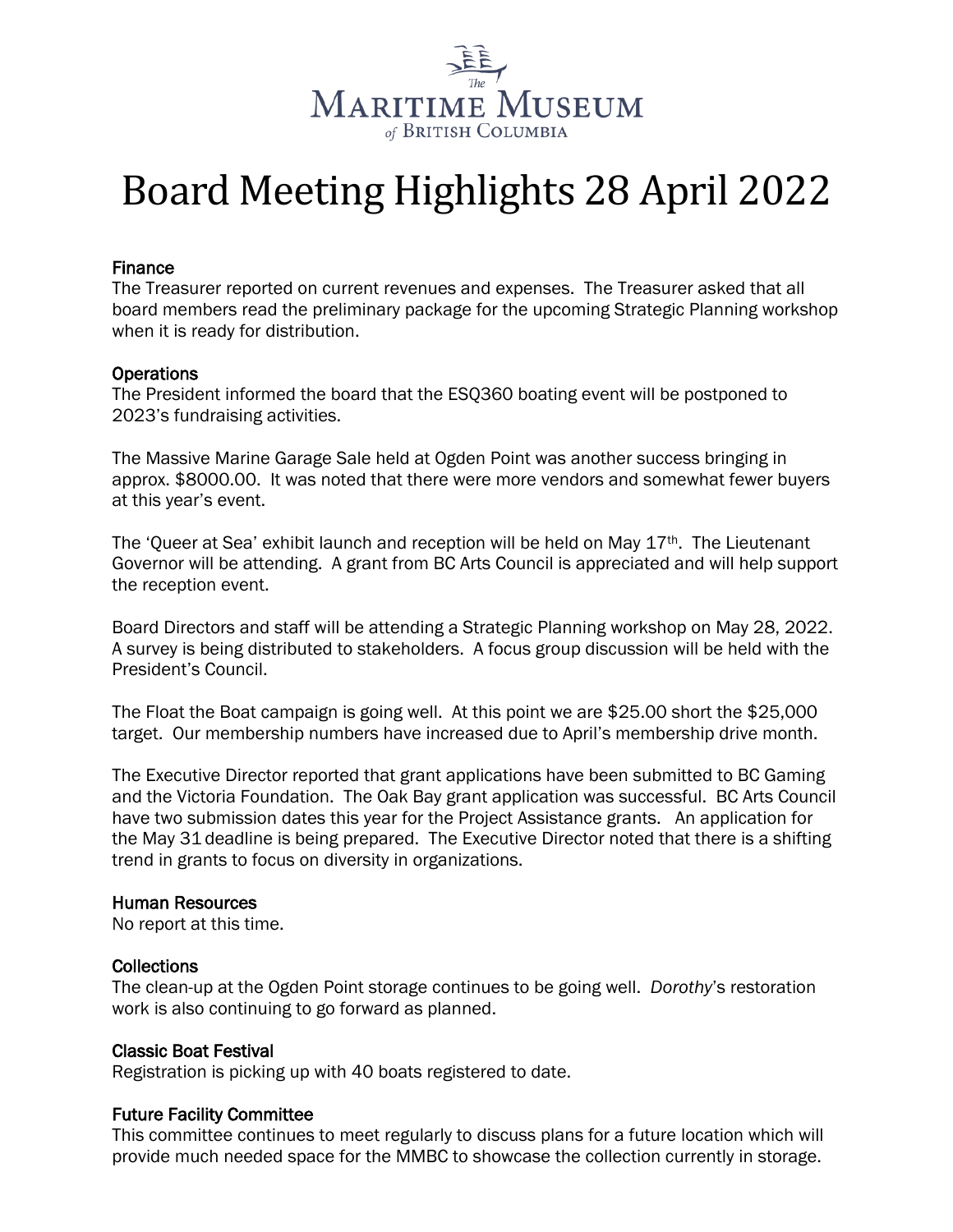The Maritime Museum of British Columbia

# Board Meeting Highlights 28 April 2022

### Finance

The Treasurer reported on current revenues and expenses. The Treasurer asked that all board members read the preliminary package for the upcoming Strategic Planning workshop when it is ready for distribution.

### Operations

The President informed the board that the ESQ360 boating event will be postponed to 2023's fundraising activities.

The Massive Marine Garage Sale held at Ogden Point was another success bringing in approx. $8000.00. It was noted that there were more vendors and somewhat fewer buyers at this year's event.

The 'Queer at Sea' exhibit launch and reception will be held on May 17th. The Lieutenant Governor will be attending. A grant from BC Arts Council is appreciated and will help support the reception event.

Board Directors and staff will be attending a Strategic Planning workshop on May 28, 2022. A survey is being distributed to stakeholders. A focus group discussion will be held with the President's Council.

The Float the Boat campaign is going well. At this point we are $25.00 short the $25,000 target. Our membership numbers have increased due to April's membership drive month.

The Executive Director reported that grant applications have been submitted to BC Gaming and the Victoria Foundation. The Oak Bay grant application was successful. BC Arts Council have two submission dates this year for the Project Assistance grants. An application for the May 31 deadline is being prepared. The Executive Director noted that there is a shifting trend in grants to focus on diversity in organizations.

### Human Resources

No report at this time.

### Collections

The clean-up at the Ogden Point storage continues to be going well. *Dorothy*'s restoration work is also continuing to go forward as planned.

### Classic Boat Festival

Registration is picking up with 40 boats registered to date.

### Future Facility Committee

This committee continues to meet regularly to discuss plans for a future location which will provide much needed space for the MMBC to showcase the collection currently in storage.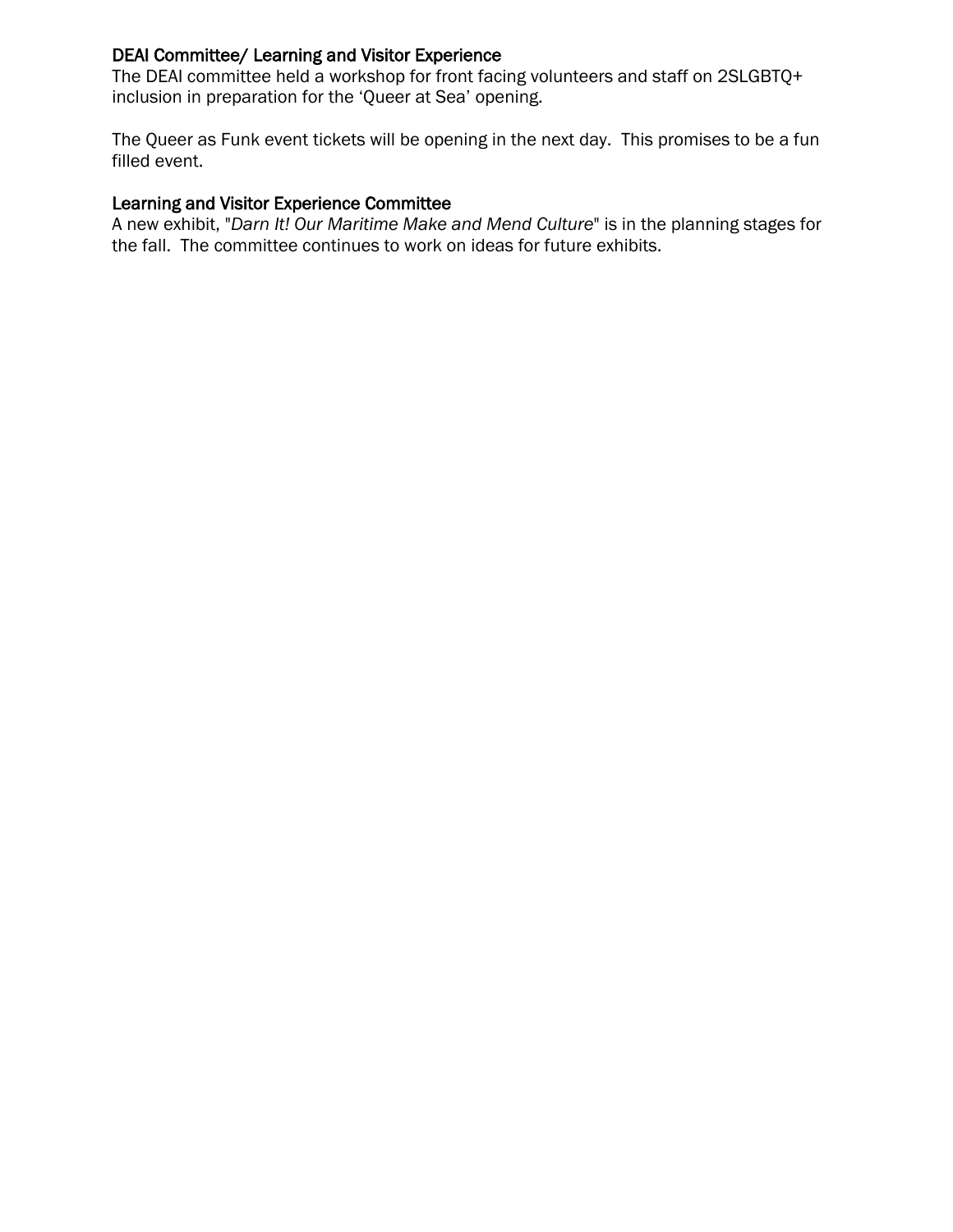### DEAI Committee/ Learning and Visitor Experience

The DEAI committee held a workshop for front facing volunteers and staff on 2SLGBTQ+ inclusion in preparation for the 'Queer at Sea' opening.

The Queer as Funk event tickets will be opening in the next day. This promises to be a fun filled event.

### Learning and Visitor Experience Committee

A new exhibit, "*Darn It! Our Maritime Make and Mend Culture*" is in the planning stages for the fall. The committee continues to work on ideas for future exhibits.